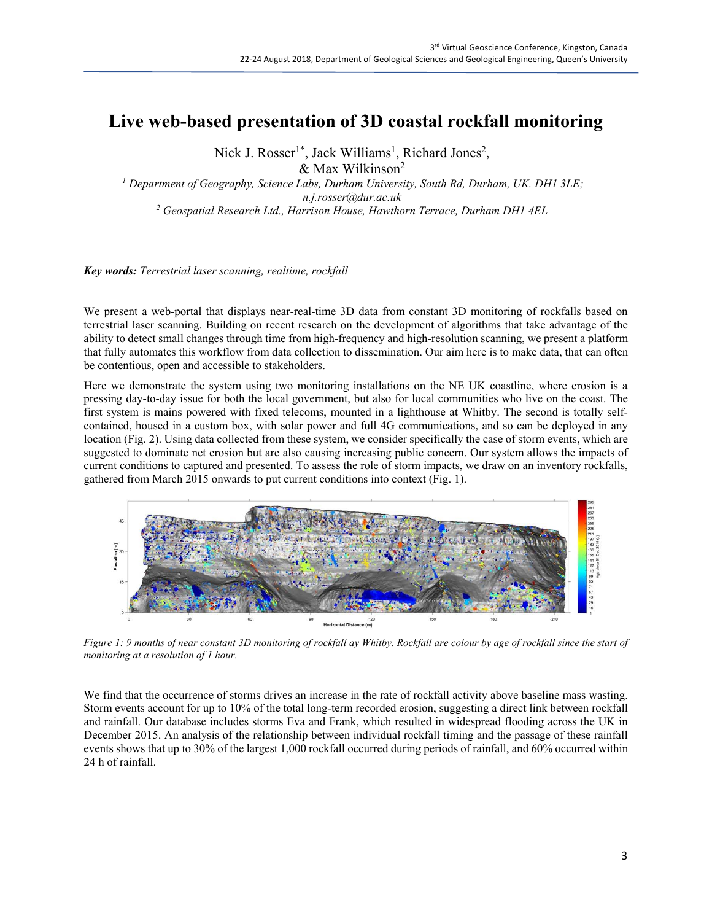# Live web-based presentation of 3D coastal rockfall monitoring

Nick J. Rosser[1*], Jack Williams[1], Richard Jones[2], & Max Wilkinson[2]

[1] *Department of Geography, Science Labs, Durham University, South Rd, Durham, UK. DH1 3LE; n.j.rosser@dur.ac.uk*

[2] *Geospatial Research Ltd., Harrison House, Hawthorn Terrace, Durham DH1 4EL*

***Key words:*** *Terrestrial laser scanning, realtime, rockfall*

We present a web-portal that displays near-real-time 3D data from constant 3D monitoring of rockfalls based on terrestrial laser scanning. Building on recent research on the development of algorithms that take advantage of the ability to detect small changes through time from high-frequency and high-resolution scanning, we present a platform that fully automates this workflow from data collection to dissemination. Our aim here is to make data, that can often be contentious, open and accessible to stakeholders.

Here we demonstrate the system using two monitoring installations on the NE UK coastline, where erosion is a pressing day-to-day issue for both the local government, but also for local communities who live on the coast. The first system is mains powered with fixed telecoms, mounted in a lighthouse at Whitby. The second is totally self-contained, housed in a custom box, with solar power and full 4G communications, and so can be deployed in any location (Fig. 2). Using data collected from these system, we consider specifically the case of storm events, which are suggested to dominate net erosion but are also causing increasing public concern. Our system allows the impacts of current conditions to captured and presented. To assess the role of storm impacts, we draw on an inventory rockfalls, gathered from March 2015 onwards to put current conditions into context (Fig. 1).

*Figure 1: 9 months of near constant 3D monitoring of rockfall ay Whitby. Rockfall are colour by age of rockfall since the start of monitoring at a resolution of 1 hour.*

We find that the occurrence of storms drives an increase in the rate of rockfall activity above baseline mass wasting. Storm events account for up to 10% of the total long-term recorded erosion, suggesting a direct link between rockfall and rainfall. Our database includes storms Eva and Frank, which resulted in widespread flooding across the UK in December 2015. An analysis of the relationship between individual rockfall timing and the passage of these rainfall events shows that up to 30% of the largest 1,000 rockfall occurred during periods of rainfall, and 60% occurred within 24 h of rainfall.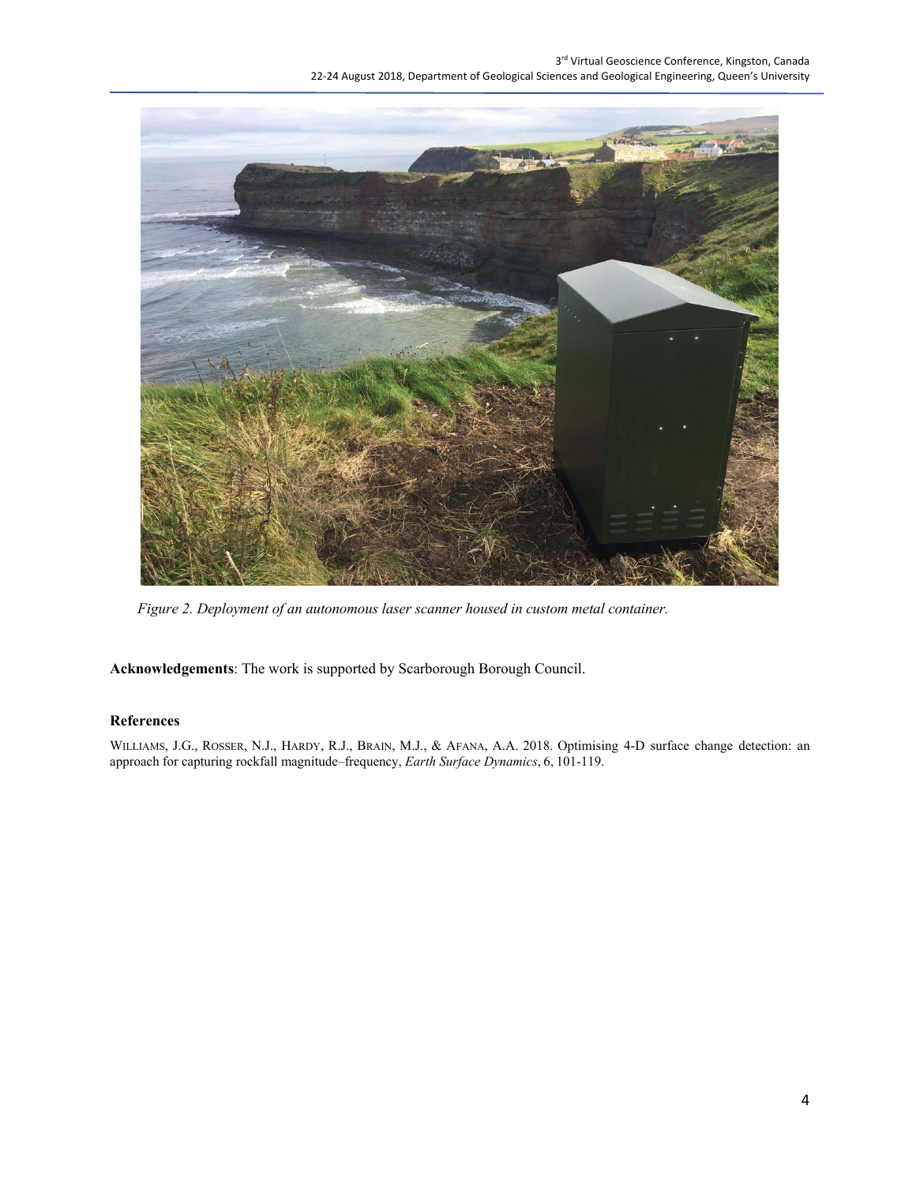*Figure 2. Deployment of an autonomous laser scanner housed in custom metal container.*

**Acknowledgements**: The work is supported by Scarborough Borough Council.

### References

WILLIAMS, J.G., ROSSER, N.J., HARDY, R.J., BRAIN, M.J., & AFANA, A.A. 2018. Optimising 4-D surface change detection: an approach for capturing rockfall magnitude–frequency, *Earth Surface Dynamics*, 6, 101-119.